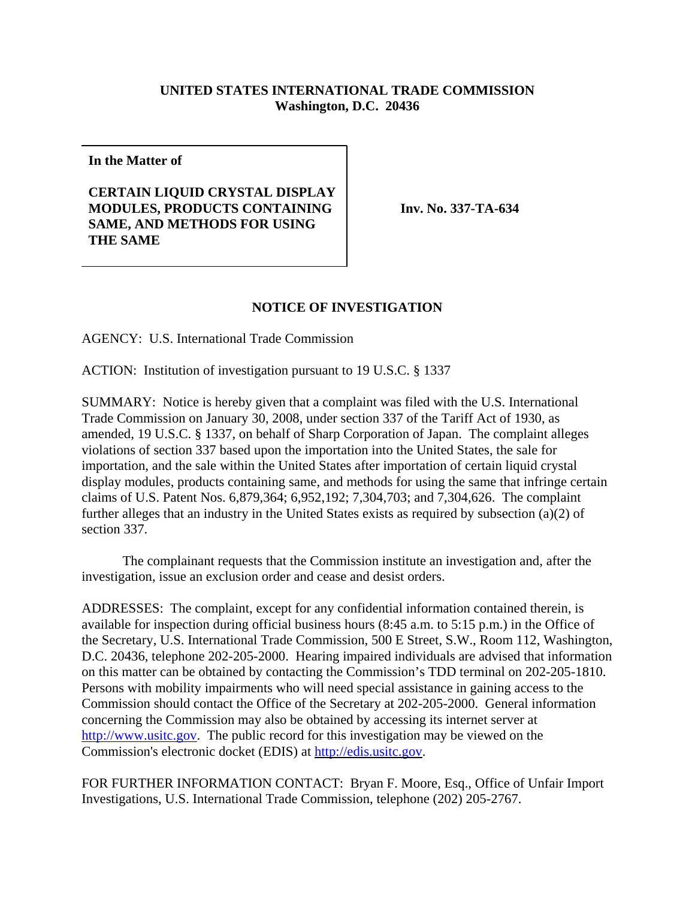**UNITED STATES INTERNATIONAL TRADE COMMISSION**
**Washington, D.C. 20436**

| In the Matter of<br><br>**CERTAIN LIQUID CRYSTAL DISPLAY MODULES, PRODUCTS CONTAINING SAME, AND METHODS FOR USING THE SAME** | **Inv. No. 337-TA-634** |
|---|---|

## NOTICE OF INVESTIGATION

AGENCY: U.S. International Trade Commission

ACTION: Institution of investigation pursuant to 19 U.S.C. § 1337

SUMMARY: Notice is hereby given that a complaint was filed with the U.S. International Trade Commission on January 30, 2008, under section 337 of the Tariff Act of 1930, as amended, 19 U.S.C. § 1337, on behalf of Sharp Corporation of Japan. The complaint alleges violations of section 337 based upon the importation into the United States, the sale for importation, and the sale within the United States after importation of certain liquid crystal display modules, products containing same, and methods for using the same that infringe certain claims of U.S. Patent Nos. 6,879,364; 6,952,192; 7,304,703; and 7,304,626. The complaint further alleges that an industry in the United States exists as required by subsection (a)(2) of section 337.

The complainant requests that the Commission institute an investigation and, after the investigation, issue an exclusion order and cease and desist orders.

ADDRESSES: The complaint, except for any confidential information contained therein, is available for inspection during official business hours (8:45 a.m. to 5:15 p.m.) in the Office of the Secretary, U.S. International Trade Commission, 500 E Street, S.W., Room 112, Washington, D.C. 20436, telephone 202-205-2000. Hearing impaired individuals are advised that information on this matter can be obtained by contacting the Commission's TDD terminal on 202-205-1810. Persons with mobility impairments who will need special assistance in gaining access to the Commission should contact the Office of the Secretary at 202-205-2000. General information concerning the Commission may also be obtained by accessing its internet server at http://www.usitc.gov. The public record for this investigation may be viewed on the Commission's electronic docket (EDIS) at http://edis.usitc.gov.

FOR FURTHER INFORMATION CONTACT: Bryan F. Moore, Esq., Office of Unfair Import Investigations, U.S. International Trade Commission, telephone (202) 205-2767.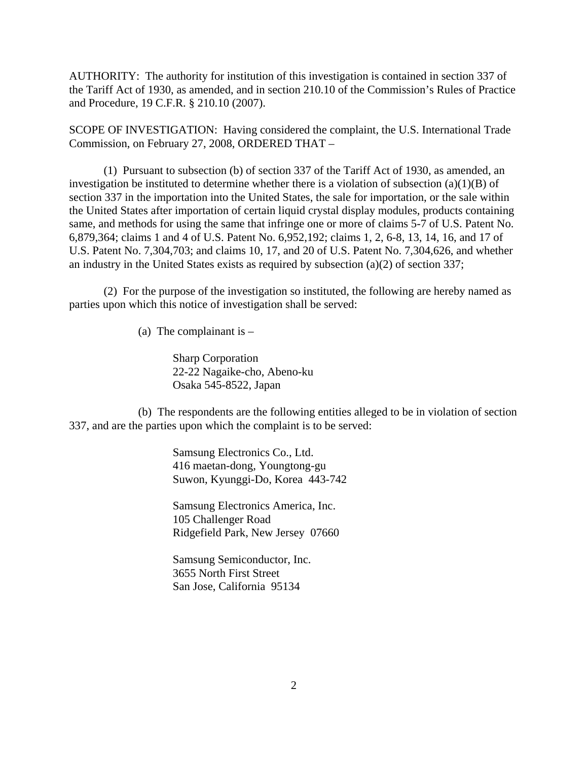AUTHORITY: The authority for institution of this investigation is contained in section 337 of the Tariff Act of 1930, as amended, and in section 210.10 of the Commission's Rules of Practice and Procedure, 19 C.F.R. § 210.10 (2007).

SCOPE OF INVESTIGATION: Having considered the complaint, the U.S. International Trade Commission, on February 27, 2008, ORDERED THAT –

(1) Pursuant to subsection (b) of section 337 of the Tariff Act of 1930, as amended, an investigation be instituted to determine whether there is a violation of subsection (a)(1)(B) of section 337 in the importation into the United States, the sale for importation, or the sale within the United States after importation of certain liquid crystal display modules, products containing same, and methods for using the same that infringe one or more of claims 5-7 of U.S. Patent No. 6,879,364; claims 1 and 4 of U.S. Patent No. 6,952,192; claims 1, 2, 6-8, 13, 14, 16, and 17 of U.S. Patent No. 7,304,703; and claims 10, 17, and 20 of U.S. Patent No. 7,304,626, and whether an industry in the United States exists as required by subsection (a)(2) of section 337;

(2) For the purpose of the investigation so instituted, the following are hereby named as parties upon which this notice of investigation shall be served:

(a) The complainant is –

Sharp Corporation
22-22 Nagaike-cho, Abeno-ku
Osaka 545-8522, Japan

(b) The respondents are the following entities alleged to be in violation of section 337, and are the parties upon which the complaint is to be served:

Samsung Electronics Co., Ltd.
416 maetan-dong, Youngtong-gu
Suwon, Kyunggi-Do, Korea 443-742

Samsung Electronics America, Inc.
105 Challenger Road
Ridgefield Park, New Jersey 07660

Samsung Semiconductor, Inc.
3655 North First Street
San Jose, California 95134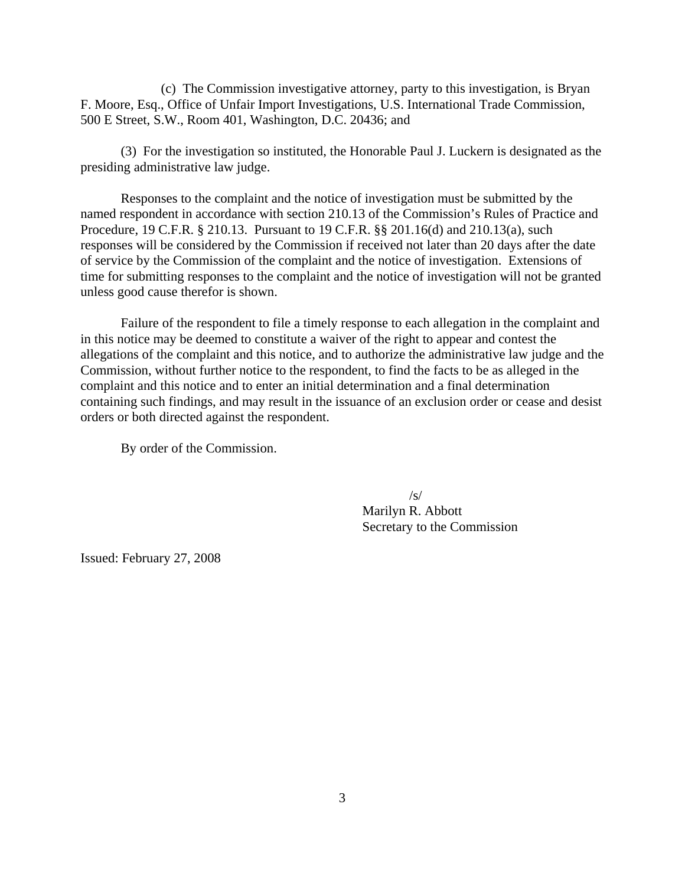(c) The Commission investigative attorney, party to this investigation, is Bryan F. Moore, Esq., Office of Unfair Import Investigations, U.S. International Trade Commission, 500 E Street, S.W., Room 401, Washington, D.C. 20436; and

(3) For the investigation so instituted, the Honorable Paul J. Luckern is designated as the presiding administrative law judge.

Responses to the complaint and the notice of investigation must be submitted by the named respondent in accordance with section 210.13 of the Commission's Rules of Practice and Procedure, 19 C.F.R. § 210.13. Pursuant to 19 C.F.R. §§ 201.16(d) and 210.13(a), such responses will be considered by the Commission if received not later than 20 days after the date of service by the Commission of the complaint and the notice of investigation. Extensions of time for submitting responses to the complaint and the notice of investigation will not be granted unless good cause therefor is shown.

Failure of the respondent to file a timely response to each allegation in the complaint and in this notice may be deemed to constitute a waiver of the right to appear and contest the allegations of the complaint and this notice, and to authorize the administrative law judge and the Commission, without further notice to the respondent, to find the facts to be as alleged in the complaint and this notice and to enter an initial determination and a final determination containing such findings, and may result in the issuance of an exclusion order or cease and desist orders or both directed against the respondent.

By order of the Commission.

/s/
Marilyn R. Abbott
Secretary to the Commission

Issued: February 27, 2008